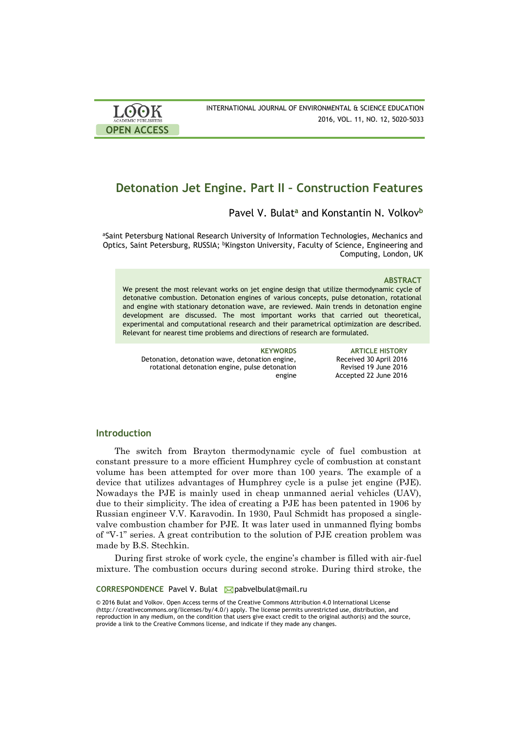# Detonation Jet Engine. Part II – Construction Features

Pavel V. Bulat[a] and Konstantin N. Volkov[b]

[a]Saint Petersburg National Research University of Information Technologies, Mechanics and Optics, Saint Petersburg, RUSSIA; [b]Kingston University, Faculty of Science, Engineering and Computing, London, UK

### ABSTRACT

We present the most relevant works on jet engine design that utilize thermodynamic cycle of detonative combustion. Detonation engines of various concepts, pulse detonation, rotational and engine with stationary detonation wave, are reviewed. Main trends in detonation engine development are discussed. The most important works that carried out theoretical, experimental and computational research and their parametrical optimization are described. Relevant for nearest time problems and directions of research are formulated.

**KEYWORDS**
Detonation, detonation wave, detonation engine, rotational detonation engine, pulse detonation engine

**ARTICLE HISTORY**
Received 30 April 2016
Revised 19 June 2016
Accepted 22 June 2016

## Introduction

The switch from Brayton thermodynamic cycle of fuel combustion at constant pressure to a more efficient Humphrey cycle of combustion at constant volume has been attempted for over more than 100 years. The example of a device that utilizes advantages of Humphrey cycle is a pulse jet engine (PJE). Nowadays the PJE is mainly used in cheap unmanned aerial vehicles (UAV), due to their simplicity. The idea of creating a PJE has been patented in 1906 by Russian engineer V.V. Karavodin. In 1930, Paul Schmidt has proposed a single-valve combustion chamber for PJE. It was later used in unmanned flying bombs of "V-1" series. A great contribution to the solution of PJE creation problem was made by B.S. Stechkin.

During first stroke of work cycle, the engine's chamber is filled with air-fuel mixture. The combustion occurs during second stroke. During third stroke, the

**CORRESPONDENCE** Pavel V. Bulat pabvelbulat@mail.ru

© 2016 Bulat and Volkov. Open Access terms of the Creative Commons Attribution 4.0 International License (http://creativecommons.org/licenses/by/4.0/) apply. The license permits unrestricted use, distribution, and reproduction in any medium, on the condition that users give exact credit to the original author(s) and the source, provide a link to the Creative Commons license, and indicate if they made any changes.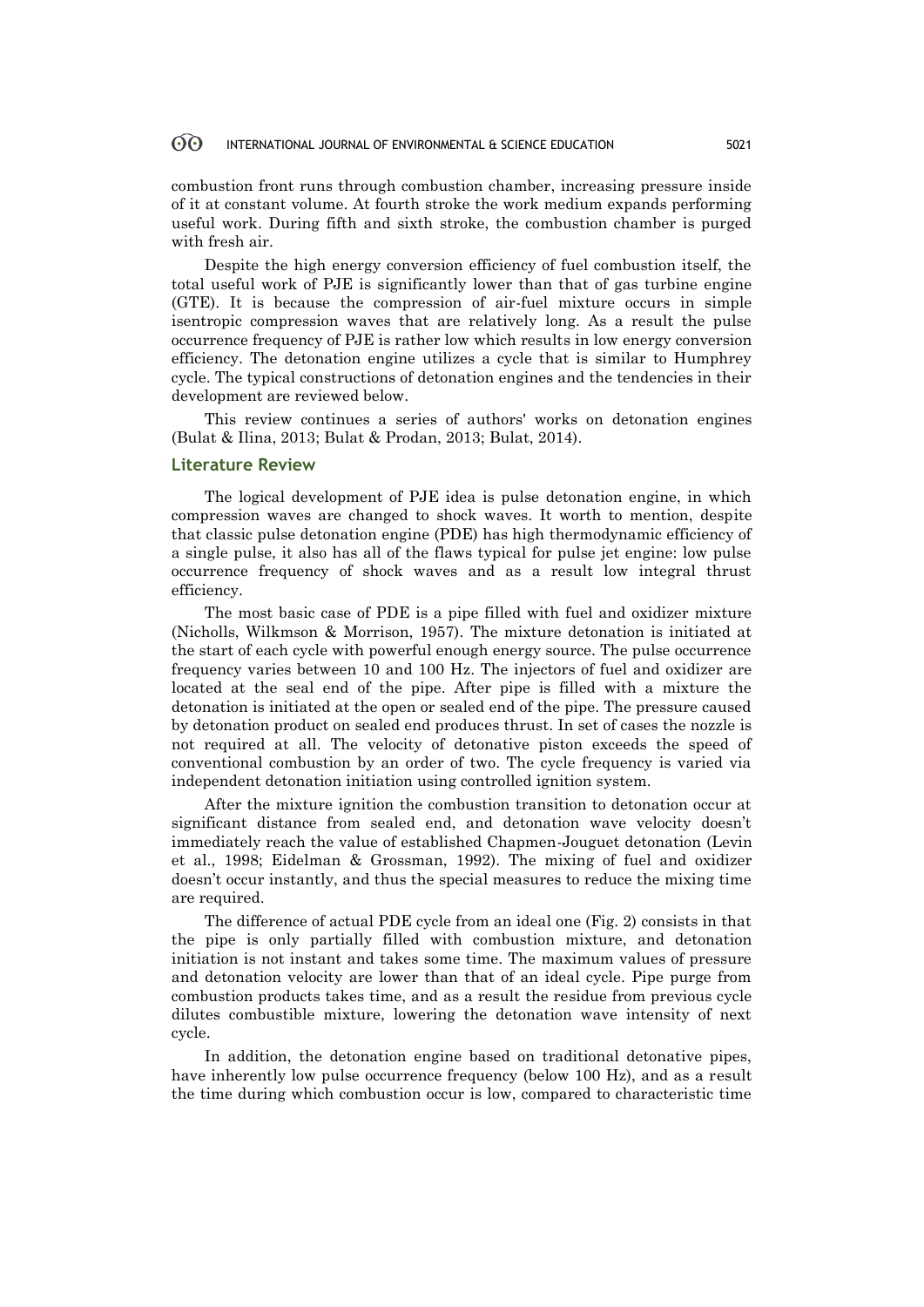combustion front runs through combustion chamber, increasing pressure inside of it at constant volume. At fourth stroke the work medium expands performing useful work. During fifth and sixth stroke, the combustion chamber is purged with fresh air.

Despite the high energy conversion efficiency of fuel combustion itself, the total useful work of PJE is significantly lower than that of gas turbine engine (GTE). It is because the compression of air-fuel mixture occurs in simple isentropic compression waves that are relatively long. As a result the pulse occurrence frequency of PJE is rather low which results in low energy conversion efficiency. The detonation engine utilizes a cycle that is similar to Humphrey cycle. The typical constructions of detonation engines and the tendencies in their development are reviewed below.

This review continues a series of authors' works on detonation engines (Bulat & Ilina, 2013; Bulat & Prodan, 2013; Bulat, 2014).

## Literature Review

The logical development of PJE idea is pulse detonation engine, in which compression waves are changed to shock waves. It worth to mention, despite that classic pulse detonation engine (PDE) has high thermodynamic efficiency of a single pulse, it also has all of the flaws typical for pulse jet engine: low pulse occurrence frequency of shock waves and as a result low integral thrust efficiency.

The most basic case of PDE is a pipe filled with fuel and oxidizer mixture (Nicholls, Wilkmson & Morrison, 1957). The mixture detonation is initiated at the start of each cycle with powerful enough energy source. The pulse occurrence frequency varies between 10 and 100 Hz. The injectors of fuel and oxidizer are located at the seal end of the pipe. After pipe is filled with a mixture the detonation is initiated at the open or sealed end of the pipe. The pressure caused by detonation product on sealed end produces thrust. In set of cases the nozzle is not required at all. The velocity of detonative piston exceeds the speed of conventional combustion by an order of two. The cycle frequency is varied via independent detonation initiation using controlled ignition system.

After the mixture ignition the combustion transition to detonation occur at significant distance from sealed end, and detonation wave velocity doesn't immediately reach the value of established Chapmen-Jouguet detonation (Levin et al., 1998; Eidelman & Grossman, 1992). The mixing of fuel and oxidizer doesn't occur instantly, and thus the special measures to reduce the mixing time are required.

The difference of actual PDE cycle from an ideal one (Fig. 2) consists in that the pipe is only partially filled with combustion mixture, and detonation initiation is not instant and takes some time. The maximum values of pressure and detonation velocity are lower than that of an ideal cycle. Pipe purge from combustion products takes time, and as a result the residue from previous cycle dilutes combustible mixture, lowering the detonation wave intensity of next cycle.

In addition, the detonation engine based on traditional detonative pipes, have inherently low pulse occurrence frequency (below 100 Hz), and as a result the time during which combustion occur is low, compared to characteristic time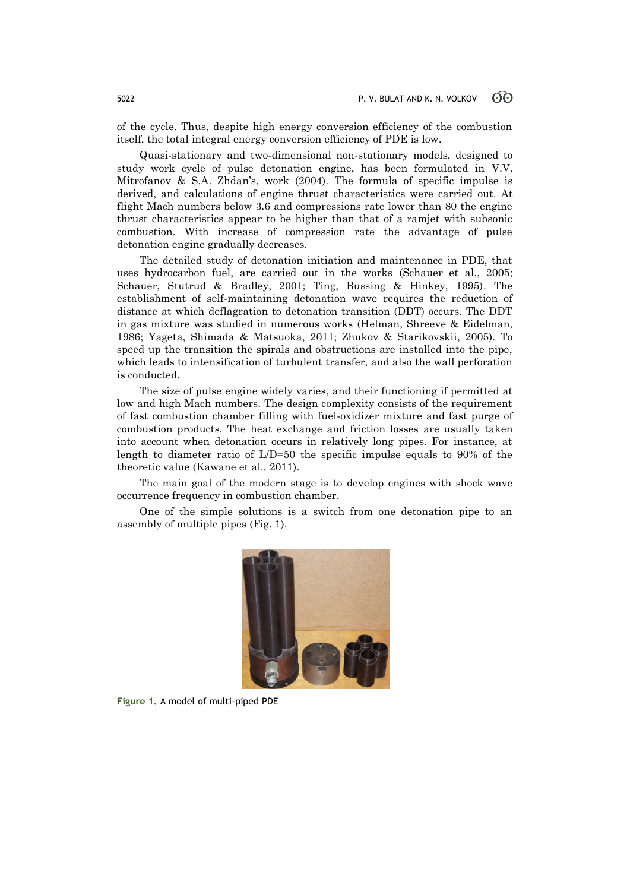of the cycle. Thus, despite high energy conversion efficiency of the combustion itself, the total integral energy conversion efficiency of PDE is low.

Quasi-stationary and two-dimensional non-stationary models, designed to study work cycle of pulse detonation engine, has been formulated in V.V. Mitrofanov & S.A. Zhdan's, work (2004). The formula of specific impulse is derived, and calculations of engine thrust characteristics were carried out. At flight Mach numbers below 3.6 and compressions rate lower than 80 the engine thrust characteristics appear to be higher than that of a ramjet with subsonic combustion. With increase of compression rate the advantage of pulse detonation engine gradually decreases.

The detailed study of detonation initiation and maintenance in PDE, that uses hydrocarbon fuel, are carried out in the works (Schauer et al., 2005; Schauer, Stutrud & Bradley, 2001; Ting, Bussing & Hinkey, 1995). The establishment of self-maintaining detonation wave requires the reduction of distance at which deflagration to detonation transition (DDT) occurs. The DDT in gas mixture was studied in numerous works (Helman, Shreeve & Eidelman, 1986; Yageta, Shimada & Matsuoka, 2011; Zhukov & Starikovskii, 2005). To speed up the transition the spirals and obstructions are installed into the pipe, which leads to intensification of turbulent transfer, and also the wall perforation is conducted.

The size of pulse engine widely varies, and their functioning if permitted at low and high Mach numbers. The design complexity consists of the requirement of fast combustion chamber filling with fuel-oxidizer mixture and fast purge of combustion products. The heat exchange and friction losses are usually taken into account when detonation occurs in relatively long pipes. For instance, at length to diameter ratio of L/D=50 the specific impulse equals to 90% of the theoretic value (Kawane et al., 2011).

The main goal of the modern stage is to develop engines with shock wave occurrence frequency in combustion chamber.

One of the simple solutions is a switch from one detonation pipe to an assembly of multiple pipes (Fig. 1).

**Figure 1.** A model of multi-piped PDE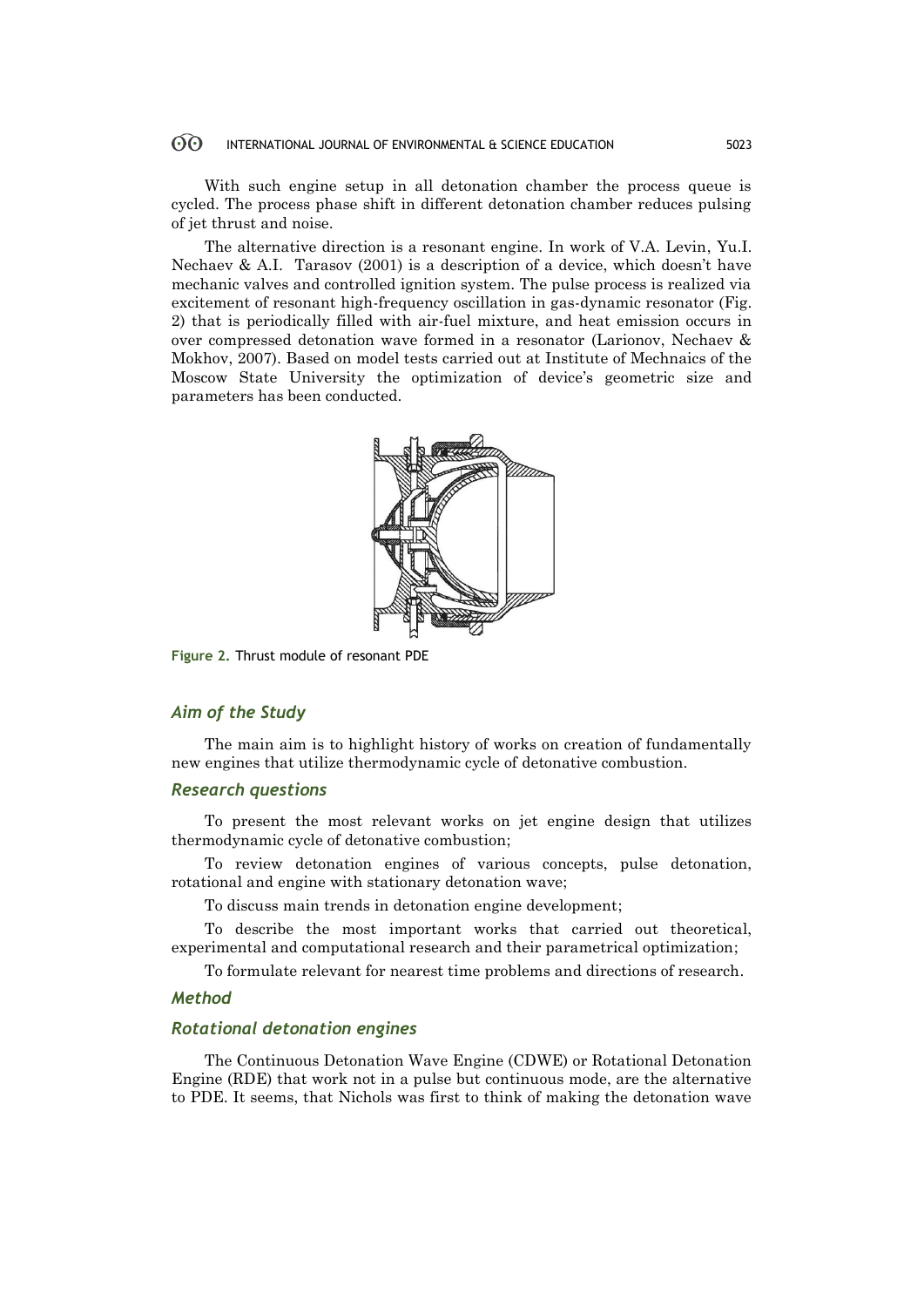With such engine setup in all detonation chamber the process queue is cycled. The process phase shift in different detonation chamber reduces pulsing of jet thrust and noise.

The alternative direction is a resonant engine. In work of V.A. Levin, Yu.I. Nechaev & A.I. Tarasov (2001) is a description of a device, which doesn't have mechanic valves and controlled ignition system. The pulse process is realized via excitement of resonant high-frequency oscillation in gas-dynamic resonator (Fig. 2) that is periodically filled with air-fuel mixture, and heat emission occurs in over compressed detonation wave formed in a resonator (Larionov, Nechaev & Mokhov, 2007). Based on model tests carried out at Institute of Mechnaics of the Moscow State University the optimization of device's geometric size and parameters has been conducted.

Figure 2. Thrust module of resonant PDE

## Aim of the Study

The main aim is to highlight history of works on creation of fundamentally new engines that utilize thermodynamic cycle of detonative combustion.

## Research questions

To present the most relevant works on jet engine design that utilizes thermodynamic cycle of detonative combustion;

To review detonation engines of various concepts, pulse detonation, rotational and engine with stationary detonation wave;

To discuss main trends in detonation engine development;

To describe the most important works that carried out theoretical, experimental and computational research and their parametrical optimization;

To formulate relevant for nearest time problems and directions of research.

## Method

### Rotational detonation engines

The Continuous Detonation Wave Engine (CDWE) or Rotational Detonation Engine (RDE) that work not in a pulse but continuous mode, are the alternative to PDE. It seems, that Nichols was first to think of making the detonation wave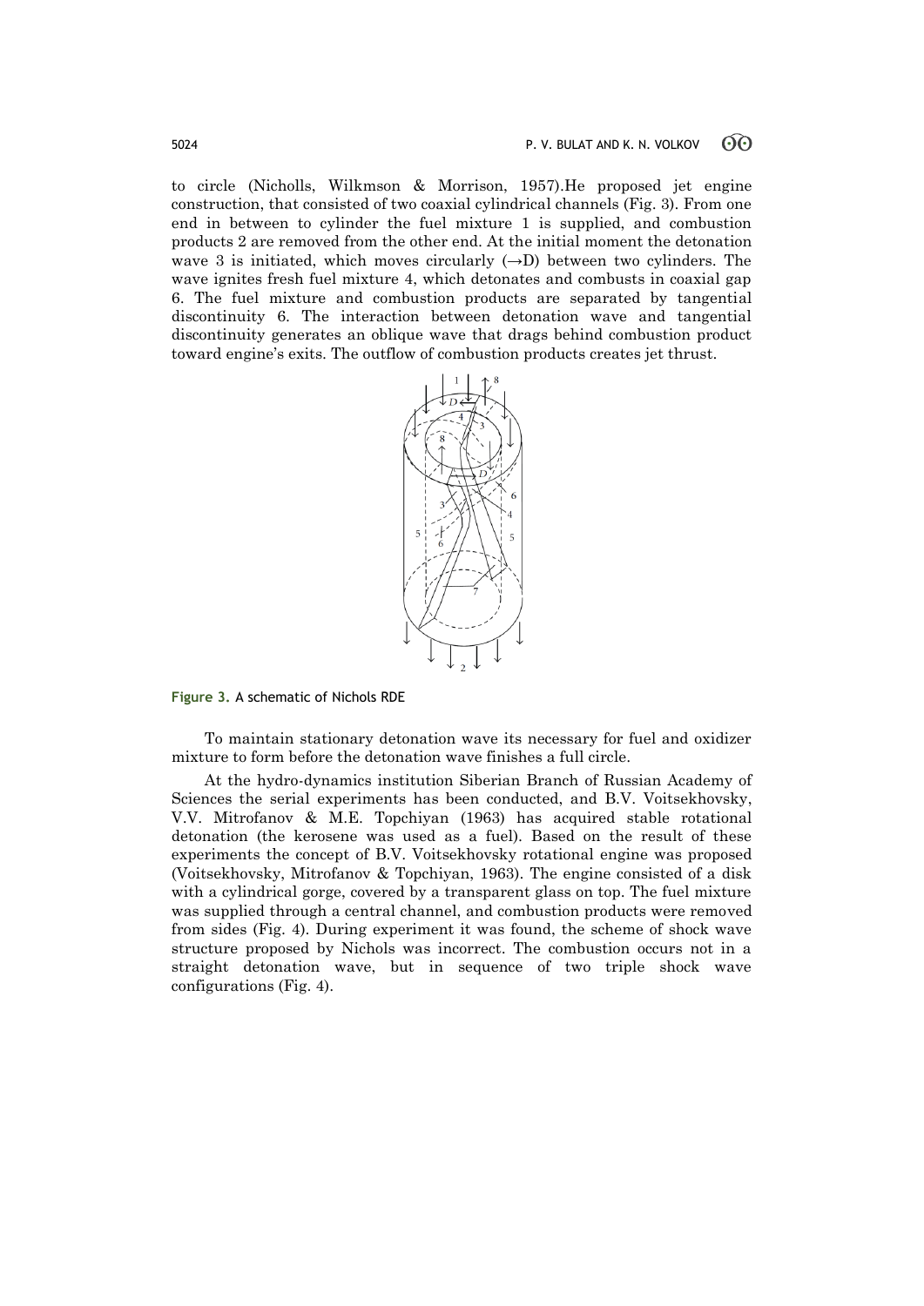to circle (Nicholls, Wilkmson & Morrison, 1957).He proposed jet engine construction, that consisted of two coaxial cylindrical channels (Fig. 3). From one end in between to cylinder the fuel mixture 1 is supplied, and combustion products 2 are removed from the other end. At the initial moment the detonation wave 3 is initiated, which moves circularly (→D) between two cylinders. The wave ignites fresh fuel mixture 4, which detonates and combusts in coaxial gap 6. The fuel mixture and combustion products are separated by tangential discontinuity 6. The interaction between detonation wave and tangential discontinuity generates an oblique wave that drags behind combustion product toward engine's exits. The outflow of combustion products creates jet thrust.

**Figure 3.** A schematic of Nichols RDE

To maintain stationary detonation wave its necessary for fuel and oxidizer mixture to form before the detonation wave finishes a full circle.

At the hydro-dynamics institution Siberian Branch of Russian Academy of Sciences the serial experiments has been conducted, and B.V. Voitsekhovsky, V.V. Mitrofanov & M.E. Topchiyan (1963) has acquired stable rotational detonation (the kerosene was used as a fuel). Based on the result of these experiments the concept of B.V. Voitsekhovsky rotational engine was proposed (Voitsekhovsky, Mitrofanov & Topchiyan, 1963). The engine consisted of a disk with a cylindrical gorge, covered by a transparent glass on top. The fuel mixture was supplied through a central channel, and combustion products were removed from sides (Fig. 4). During experiment it was found, the scheme of shock wave structure proposed by Nichols was incorrect. The combustion occurs not in a straight detonation wave, but in sequence of two triple shock wave configurations (Fig. 4).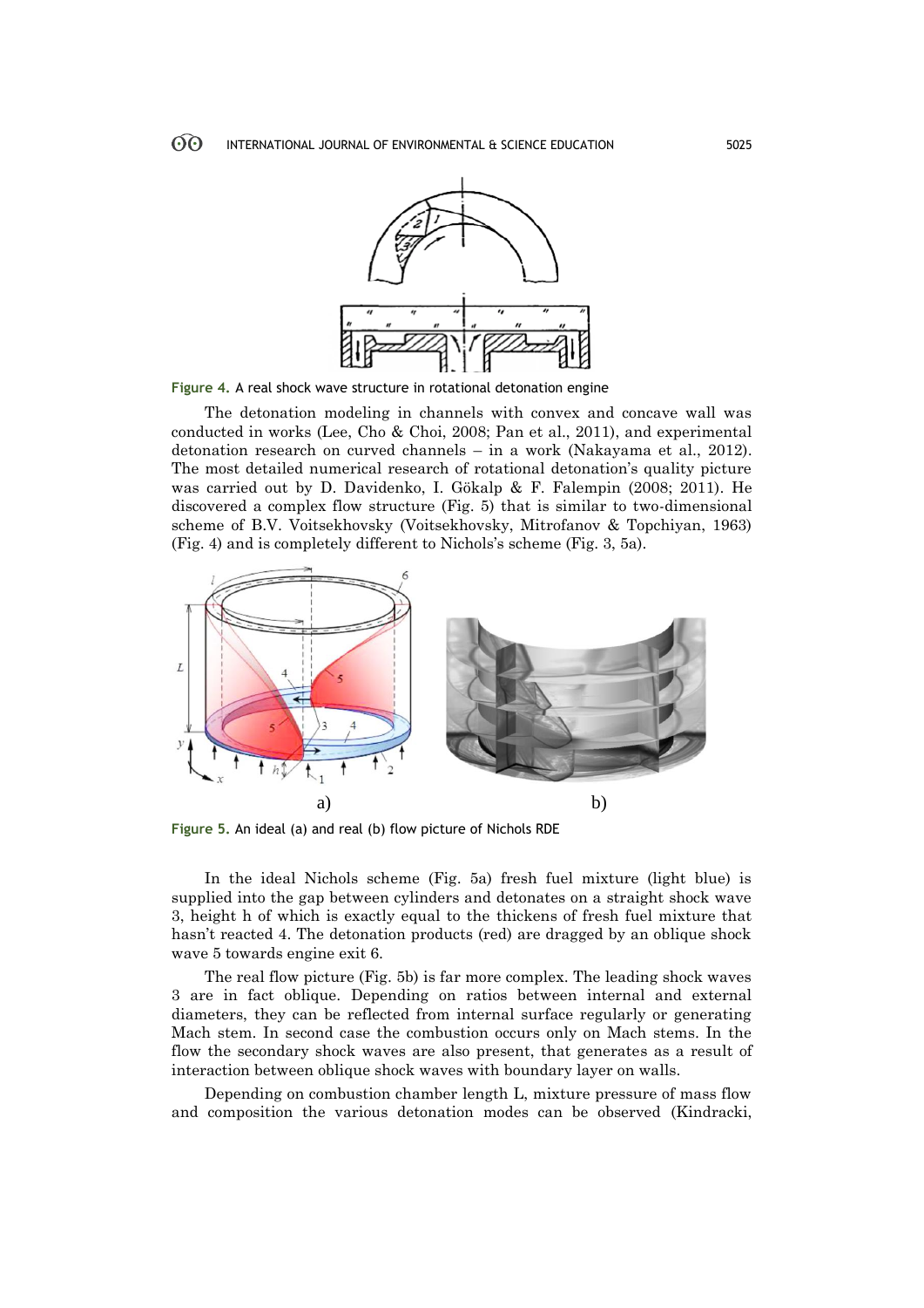Figure 4. A real shock wave structure in rotational detonation engine

The detonation modeling in channels with convex and concave wall was conducted in works (Lee, Cho & Choi, 2008; Pan et al., 2011), and experimental detonation research on curved channels – in a work (Nakayama et al., 2012). The most detailed numerical research of rotational detonation's quality picture was carried out by D. Davidenko, I. Gökalp & F. Falempin (2008; 2011). He discovered a complex flow structure (Fig. 5) that is similar to two-dimensional scheme of B.V. Voitsekhovsky (Voitsekhovsky, Mitrofanov & Topchiyan, 1963) (Fig. 4) and is completely different to Nichols's scheme (Fig. 3, 5a).

Figure 5. An ideal (a) and real (b) flow picture of Nichols RDE

In the ideal Nichols scheme (Fig. 5a) fresh fuel mixture (light blue) is supplied into the gap between cylinders and detonates on a straight shock wave 3, height h of which is exactly equal to the thickens of fresh fuel mixture that hasn't reacted 4. The detonation products (red) are dragged by an oblique shock wave 5 towards engine exit 6.

The real flow picture (Fig. 5b) is far more complex. The leading shock waves 3 are in fact oblique. Depending on ratios between internal and external diameters, they can be reflected from internal surface regularly or generating Mach stem. In second case the combustion occurs only on Mach stems. In the flow the secondary shock waves are also present, that generates as a result of interaction between oblique shock waves with boundary layer on walls.

Depending on combustion chamber length L, mixture pressure of mass flow and composition the various detonation modes can be observed (Kindracki,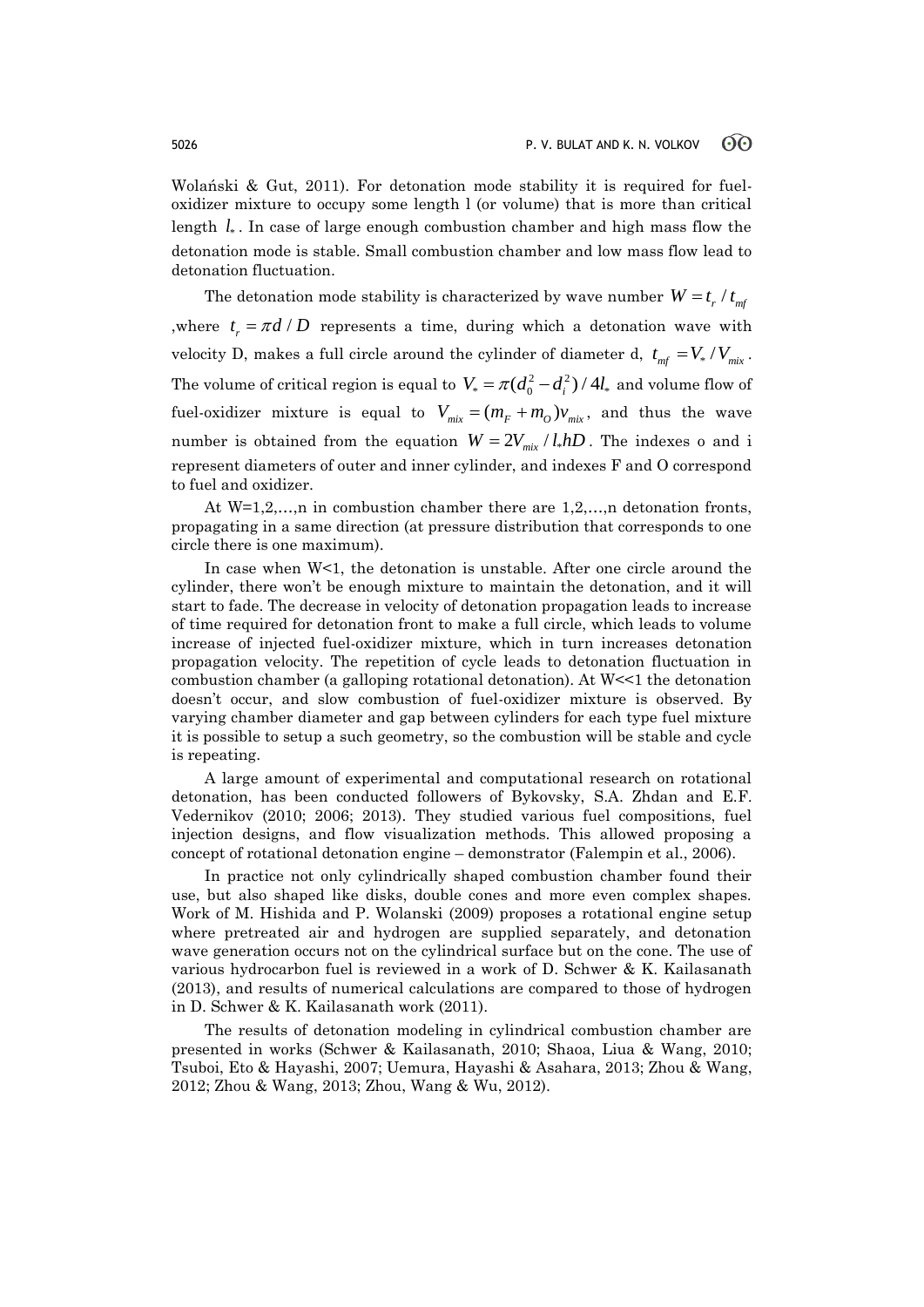Wolański & Gut, 2011). For detonation mode stability it is required for fuel-oxidizer mixture to occupy some length l (or volume) that is more than critical length $l_*$. In case of large enough combustion chamber and high mass flow the detonation mode is stable. Small combustion chamber and low mass flow lead to detonation fluctuation.

The detonation mode stability is characterized by wave number $W = t_r / t_{mf}$ ,where $t_r = \pi d / D$ represents a time, during which a detonation wave with velocity D, makes a full circle around the cylinder of diameter d, $t_{mf} = V_* / V_{mix}$. The volume of critical region is equal to $V_* = \pi(d_0^2 - d_i^2)/4l_*$ and volume flow of fuel-oxidizer mixture is equal to $V_{mix} = (m_F + m_O)v_{mix}$, and thus the wave number is obtained from the equation $W = 2V_{mix} / l_* hD$. The indexes o and i represent diameters of outer and inner cylinder, and indexes F and O correspond to fuel and oxidizer.

At W=1,2,…,n in combustion chamber there are 1,2,…,n detonation fronts, propagating in a same direction (at pressure distribution that corresponds to one circle there is one maximum).

In case when W<1, the detonation is unstable. After one circle around the cylinder, there won't be enough mixture to maintain the detonation, and it will start to fade. The decrease in velocity of detonation propagation leads to increase of time required for detonation front to make a full circle, which leads to volume increase of injected fuel-oxidizer mixture, which in turn increases detonation propagation velocity. The repetition of cycle leads to detonation fluctuation in combustion chamber (a galloping rotational detonation). At W<<1 the detonation doesn't occur, and slow combustion of fuel-oxidizer mixture is observed. By varying chamber diameter and gap between cylinders for each type fuel mixture it is possible to setup a such geometry, so the combustion will be stable and cycle is repeating.

A large amount of experimental and computational research on rotational detonation, has been conducted followers of Bykovsky, S.A. Zhdan and E.F. Vedernikov (2010; 2006; 2013). They studied various fuel compositions, fuel injection designs, and flow visualization methods. This allowed proposing a concept of rotational detonation engine – demonstrator (Falempin et al., 2006).

In practice not only cylindrically shaped combustion chamber found their use, but also shaped like disks, double cones and more even complex shapes. Work of M. Hishida and P. Wolanski (2009) proposes a rotational engine setup where pretreated air and hydrogen are supplied separately, and detonation wave generation occurs not on the cylindrical surface but on the cone. The use of various hydrocarbon fuel is reviewed in a work of D. Schwer & K. Kailasanath (2013), and results of numerical calculations are compared to those of hydrogen in D. Schwer & K. Kailasanath work (2011).

The results of detonation modeling in cylindrical combustion chamber are presented in works (Schwer & Kailasanath, 2010; Shaoa, Liua & Wang, 2010; Tsuboi, Eto & Hayashi, 2007; Uemura, Hayashi & Asahara, 2013; Zhou & Wang, 2012; Zhou & Wang, 2013; Zhou, Wang & Wu, 2012).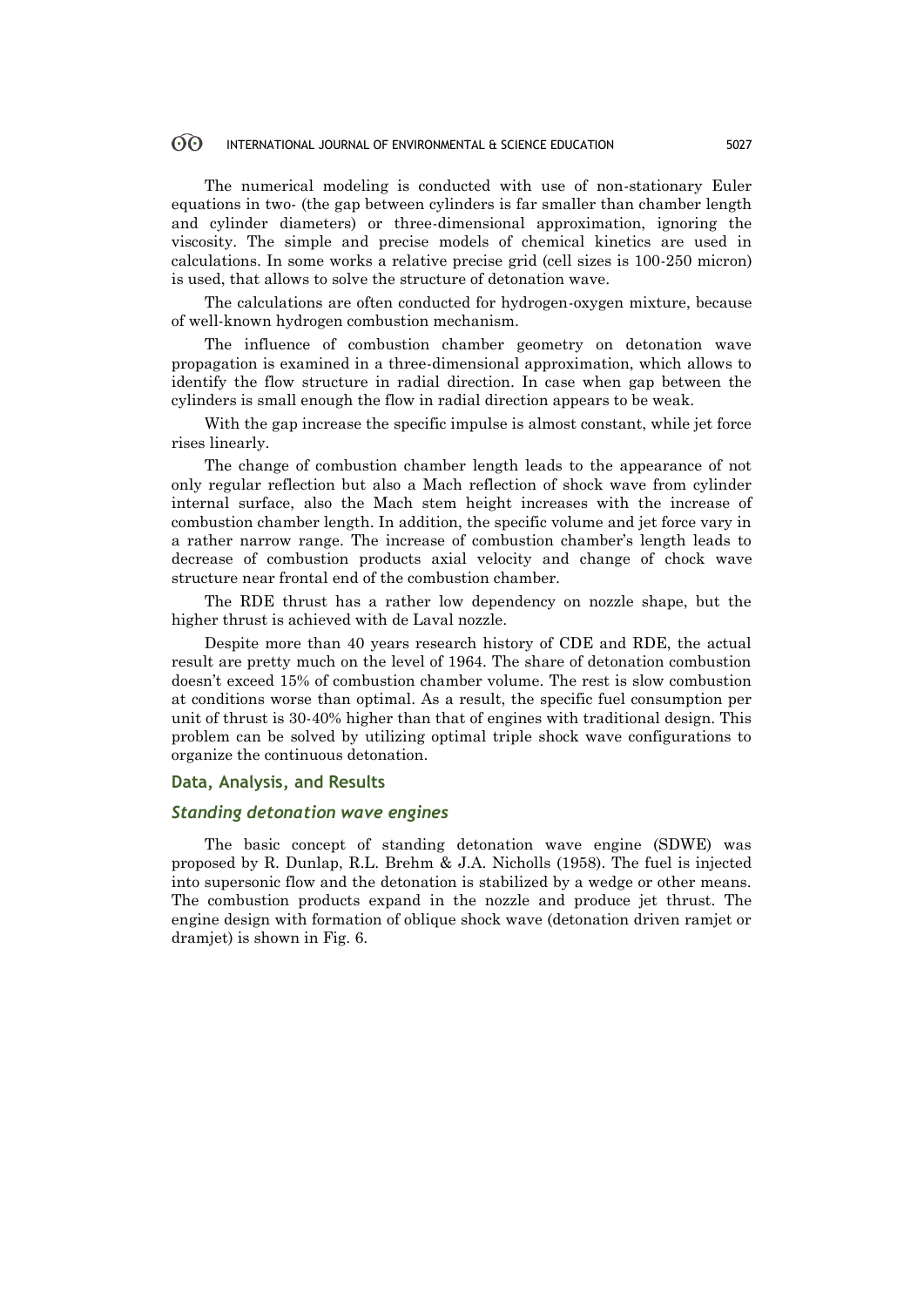The numerical modeling is conducted with use of non-stationary Euler equations in two- (the gap between cylinders is far smaller than chamber length and cylinder diameters) or three-dimensional approximation, ignoring the viscosity. The simple and precise models of chemical kinetics are used in calculations. In some works a relative precise grid (cell sizes is 100-250 micron) is used, that allows to solve the structure of detonation wave.

The calculations are often conducted for hydrogen-oxygen mixture, because of well-known hydrogen combustion mechanism.

The influence of combustion chamber geometry on detonation wave propagation is examined in a three-dimensional approximation, which allows to identify the flow structure in radial direction. In case when gap between the cylinders is small enough the flow in radial direction appears to be weak.

With the gap increase the specific impulse is almost constant, while jet force rises linearly.

The change of combustion chamber length leads to the appearance of not only regular reflection but also a Mach reflection of shock wave from cylinder internal surface, also the Mach stem height increases with the increase of combustion chamber length. In addition, the specific volume and jet force vary in a rather narrow range. The increase of combustion chamber's length leads to decrease of combustion products axial velocity and change of chock wave structure near frontal end of the combustion chamber.

The RDE thrust has a rather low dependency on nozzle shape, but the higher thrust is achieved with de Laval nozzle.

Despite more than 40 years research history of CDE and RDE, the actual result are pretty much on the level of 1964. The share of detonation combustion doesn't exceed 15% of combustion chamber volume. The rest is slow combustion at conditions worse than optimal. As a result, the specific fuel consumption per unit of thrust is 30-40% higher than that of engines with traditional design. This problem can be solved by utilizing optimal triple shock wave configurations to organize the continuous detonation.

## Data, Analysis, and Results

### *Standing detonation wave engines*

The basic concept of standing detonation wave engine (SDWE) was proposed by R. Dunlap, R.L. Brehm & J.A. Nicholls (1958). The fuel is injected into supersonic flow and the detonation is stabilized by a wedge or other means. The combustion products expand in the nozzle and produce jet thrust. The engine design with formation of oblique shock wave (detonation driven ramjet or dramjet) is shown in Fig. 6.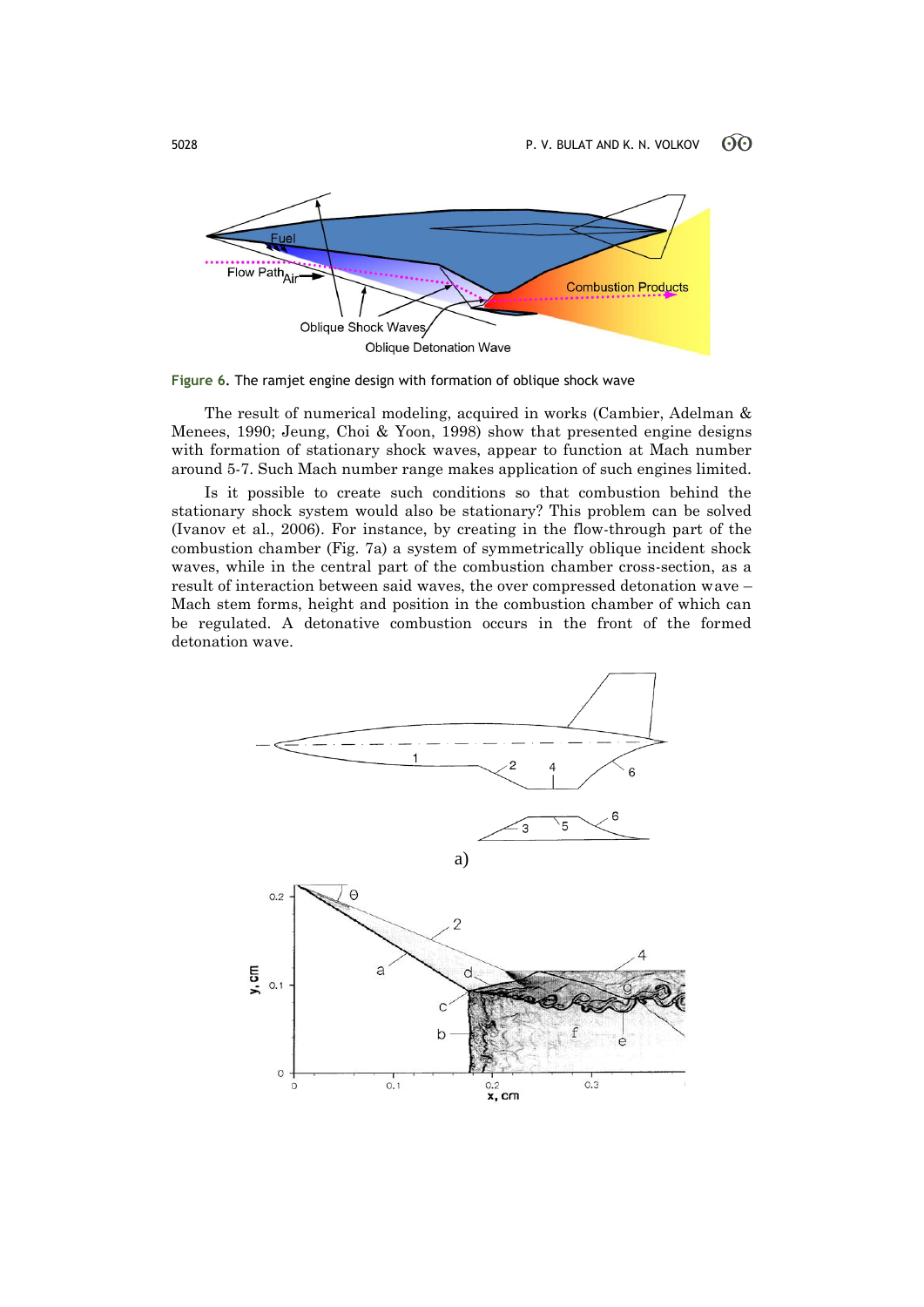Figure 6. The ramjet engine design with formation of oblique shock wave

The result of numerical modeling, acquired in works (Cambier, Adelman & Menees, 1990; Jeung, Choi & Yoon, 1998) show that presented engine designs with formation of stationary shock waves, appear to function at Mach number around 5-7. Such Mach number range makes application of such engines limited.

Is it possible to create such conditions so that combustion behind the stationary shock system would also be stationary? This problem can be solved (Ivanov et al., 2006). For instance, by creating in the flow-through part of the combustion chamber (Fig. 7a) a system of symmetrically oblique incident shock waves, while in the central part of the combustion chamber cross-section, as a result of interaction between said waves, the over compressed detonation wave – Mach stem forms, height and position in the combustion chamber of which can be regulated. A detonative combustion occurs in the front of the formed detonation wave.

a)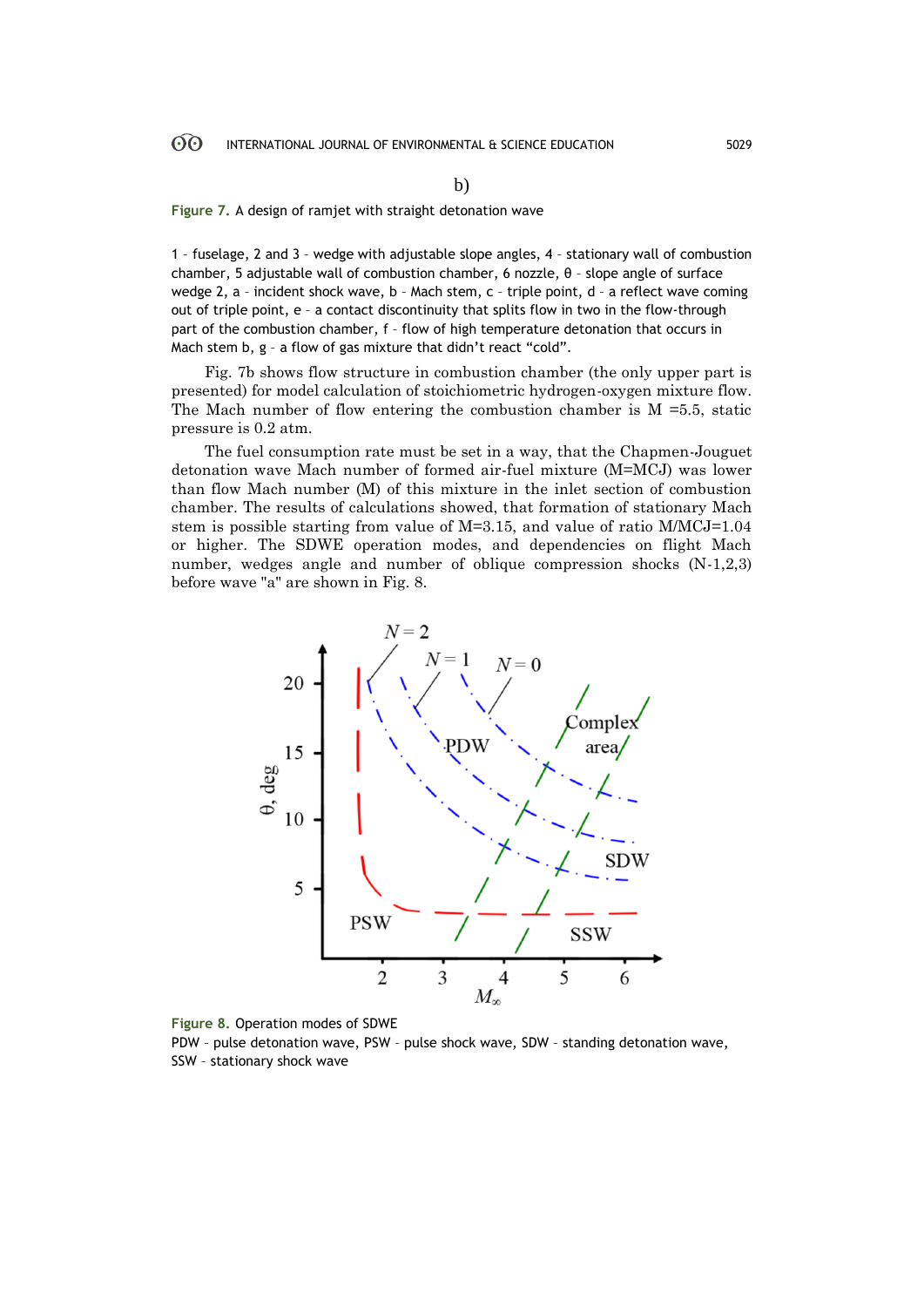b)

**Figure 7.** A design of ramjet with straight detonation wave

1 - fuselage, 2 and 3 - wedge with adjustable slope angles, 4 - stationary wall of combustion chamber, 5 adjustable wall of combustion chamber, 6 nozzle, θ - slope angle of surface wedge 2, a - incident shock wave, b - Mach stem, c - triple point, d - a reflect wave coming out of triple point, e - a contact discontinuity that splits flow in two in the flow-through part of the combustion chamber, f - flow of high temperature detonation that occurs in Mach stem b, g - a flow of gas mixture that didn't react "cold".

Fig. 7b shows flow structure in combustion chamber (the only upper part is presented) for model calculation of stoichiometric hydrogen-oxygen mixture flow. The Mach number of flow entering the combustion chamber is M =5.5, static pressure is 0.2 atm.

The fuel consumption rate must be set in a way, that the Chapmen-Jouguet detonation wave Mach number of formed air-fuel mixture (M=MCJ) was lower than flow Mach number (M) of this mixture in the inlet section of combustion chamber. The results of calculations showed, that formation of stationary Mach stem is possible starting from value of M=3.15, and value of ratio M/MCJ=1.04 or higher. The SDWE operation modes, and dependencies on flight Mach number, wedges angle and number of oblique compression shocks (N-1,2,3) before wave "a" are shown in Fig. 8.

**Figure 8.** Operation modes of SDWE
PDW - pulse detonation wave, PSW - pulse shock wave, SDW - standing detonation wave, SSW - stationary shock wave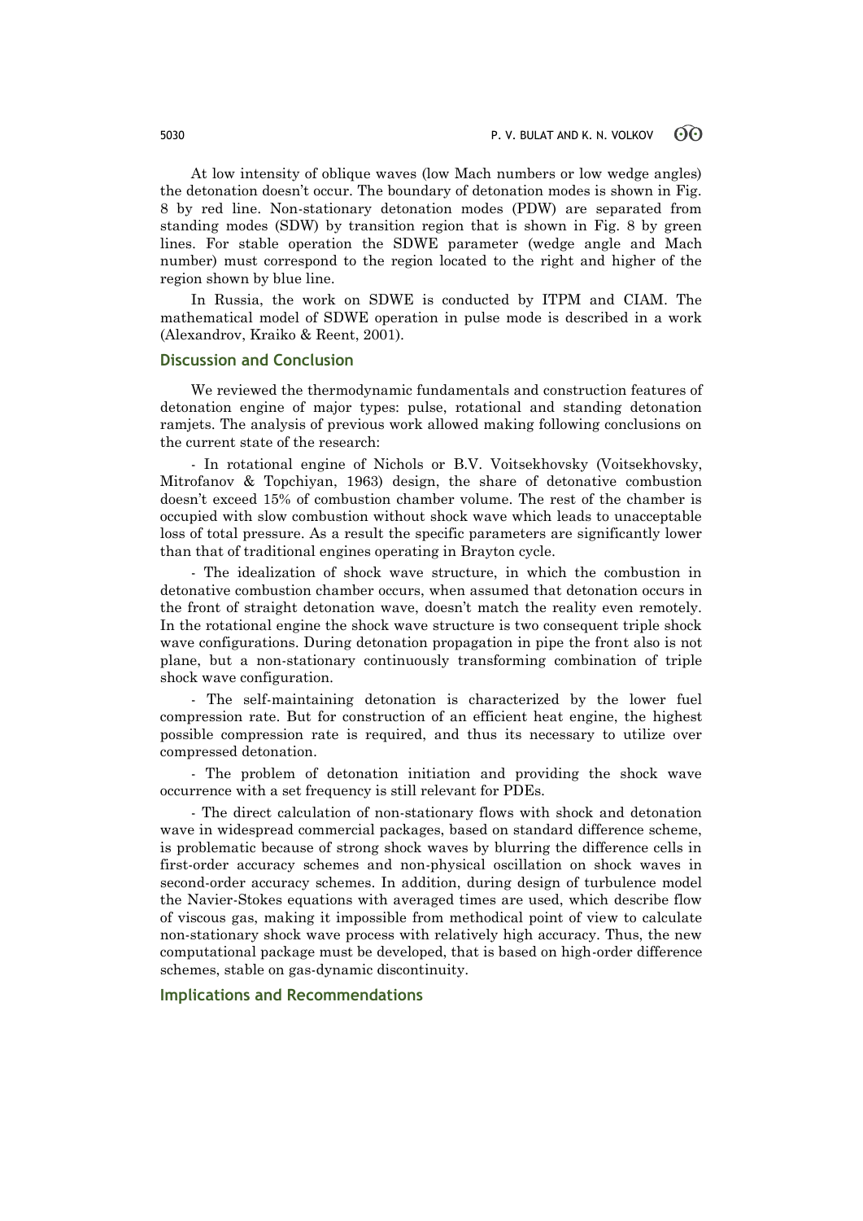At low intensity of oblique waves (low Mach numbers or low wedge angles) the detonation doesn't occur. The boundary of detonation modes is shown in Fig. 8 by red line. Non-stationary detonation modes (PDW) are separated from standing modes (SDW) by transition region that is shown in Fig. 8 by green lines. For stable operation the SDWE parameter (wedge angle and Mach number) must correspond to the region located to the right and higher of the region shown by blue line.

In Russia, the work on SDWE is conducted by ITPM and CIAM. The mathematical model of SDWE operation in pulse mode is described in a work (Alexandrov, Kraiko & Reent, 2001).

## Discussion and Conclusion

We reviewed the thermodynamic fundamentals and construction features of detonation engine of major types: pulse, rotational and standing detonation ramjets. The analysis of previous work allowed making following conclusions on the current state of the research:

- In rotational engine of Nichols or B.V. Voitsekhovsky (Voitsekhovsky, Mitrofanov & Topchiyan, 1963) design, the share of detonative combustion doesn't exceed 15% of combustion chamber volume. The rest of the chamber is occupied with slow combustion without shock wave which leads to unacceptable loss of total pressure. As a result the specific parameters are significantly lower than that of traditional engines operating in Brayton cycle.

- The idealization of shock wave structure, in which the combustion in detonative combustion chamber occurs, when assumed that detonation occurs in the front of straight detonation wave, doesn't match the reality even remotely. In the rotational engine the shock wave structure is two consequent triple shock wave configurations. During detonation propagation in pipe the front also is not plane, but a non-stationary continuously transforming combination of triple shock wave configuration.

- The self-maintaining detonation is characterized by the lower fuel compression rate. But for construction of an efficient heat engine, the highest possible compression rate is required, and thus its necessary to utilize over compressed detonation.

- The problem of detonation initiation and providing the shock wave occurrence with a set frequency is still relevant for PDEs.

- The direct calculation of non-stationary flows with shock and detonation wave in widespread commercial packages, based on standard difference scheme, is problematic because of strong shock waves by blurring the difference cells in first-order accuracy schemes and non-physical oscillation on shock waves in second-order accuracy schemes. In addition, during design of turbulence model the Navier-Stokes equations with averaged times are used, which describe flow of viscous gas, making it impossible from methodical point of view to calculate non-stationary shock wave process with relatively high accuracy. Thus, the new computational package must be developed, that is based on high-order difference schemes, stable on gas-dynamic discontinuity.

## Implications and Recommendations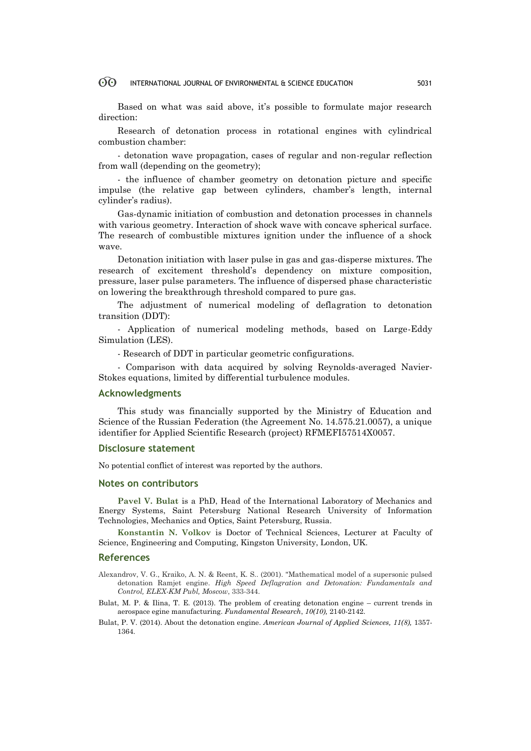Based on what was said above, it's possible to formulate major research direction:

Research of detonation process in rotational engines with cylindrical combustion chamber:

- detonation wave propagation, cases of regular and non-regular reflection from wall (depending on the geometry);

- the influence of chamber geometry on detonation picture and specific impulse (the relative gap between cylinders, chamber's length, internal cylinder's radius).

Gas-dynamic initiation of combustion and detonation processes in channels with various geometry. Interaction of shock wave with concave spherical surface. The research of combustible mixtures ignition under the influence of a shock wave.

Detonation initiation with laser pulse in gas and gas-disperse mixtures. The research of excitement threshold's dependency on mixture composition, pressure, laser pulse parameters. The influence of dispersed phase characteristic on lowering the breakthrough threshold compared to pure gas.

The adjustment of numerical modeling of deflagration to detonation transition (DDT):

- Application of numerical modeling methods, based on Large-Eddy Simulation (LES).

- Research of DDT in particular geometric configurations.

- Comparison with data acquired by solving Reynolds-averaged Navier-Stokes equations, limited by differential turbulence modules.

## Acknowledgments

This study was financially supported by the Ministry of Education and Science of the Russian Federation (the Agreement No. 14.575.21.0057), a unique identifier for Applied Scientific Research (project) RFMEFI57514X0057.

## Disclosure statement

No potential conflict of interest was reported by the authors.

## Notes on contributors

**Pavel V. Bulat** is a PhD, Head of the International Laboratory of Mechanics and Energy Systems, Saint Petersburg National Research University of Information Technologies, Mechanics and Optics, Saint Petersburg, Russia.

**Konstantin N. Volkov** is Doctor of Technical Sciences, Lecturer at Faculty of Science, Engineering and Computing, Kingston University, London, UK.

## References

Alexandrov, V. G., Kraiko, A. N. & Reent, K. S.. (2001). "Mathematical model of a supersonic pulsed detonation Ramjet engine. *High Speed Deflagration and Detonation: Fundamentals and Control, ELEX-KM Publ, Moscow*, 333-344.

Bulat, M. P. & Ilina, T. E. (2013). The problem of creating detonation engine – current trends in aerospace egine manufacturing. *Fundamental Research*, *10(10),* 2140-2142.

Bulat, P. V. (2014). About the detonation engine. *American Journal of Applied Sciences, 11(8),* 1357-1364.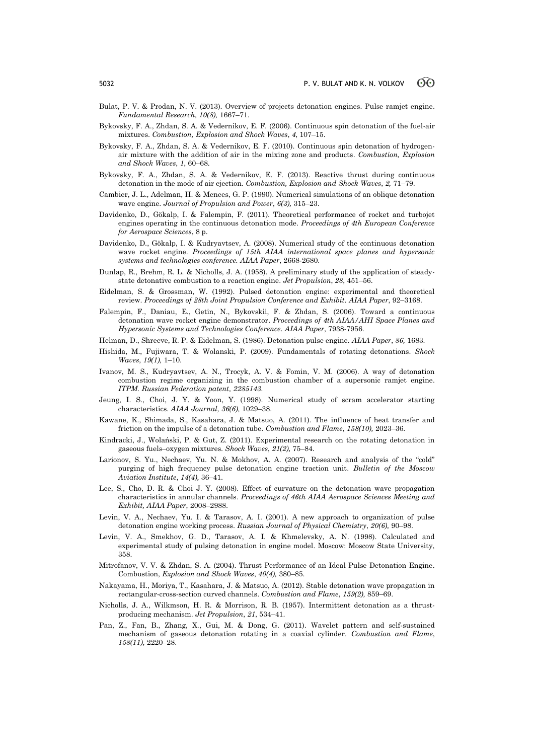Bulat, P. V. & Prodan, N. V. (2013). Overview of projects detonation engines. Pulse ramjet engine. *Fundamental Research, 10(8),* 1667–71.

Bykovsky, F. A., Zhdan, S. A. & Vedernikov, E. F. (2006). Continuous spin detonation of the fuel-air mixtures. *Combustion, Explosion and Shock Waves*, *4*, 107–15.

Bykovsky, F. A., Zhdan, S. A. & Vedernikov, E. F. (2010). Continuous spin detonation of hydrogen-air mixture with the addition of air in the mixing zone and products. *Combustion, Explosion and Shock Waves*, *1*, 60–68.

Bykovsky, F. A., Zhdan, S. A. & Vedernikov, E. F. (2013). Reactive thrust during continuous detonation in the mode of air ejection. *Combustion, Explosion and Shock Waves*, *2,* 71–79.

Cambier, J. L., Adelman, H. & Menees, G. P. (1990). Numerical simulations of an oblique detonation wave engine. *Journal of Propulsion and Power*, *6(3),* 315–23.

Davidenko, D., Gökalp, I. & Falempin, F. (2011). Theoretical performance of rocket and turbojet engines operating in the continuous detonation mode. *Proceedings of 4th European Conference for Aerospace Sciences*, 8 p.

Davidenko, D., Gökalp, I. & Kudryavtsev, A. (2008). Numerical study of the continuous detonation wave rocket engine. *Proceedings of 15th AIAA international space planes and hypersonic systems and technologies conference. AIAA Paper*, 2668-2680.

Dunlap, R., Brehm, R. L. & Nicholls, J. A. (1958). A preliminary study of the application of steady-state detonative combustion to a reaction engine. *Jet Propulsion*, *28*, 451–56.

Eidelman, S. & Grossman, W. (1992). Pulsed detonation engine: experimental and theoretical review. *Proceedings of 28th Joint Propulsion Conference and Exhibit*. *AIAA Paper*, 92–3168.

Falempin, F., Daniau, E., Getin, N., Bykovskii, F. & Zhdan, S. (2006). Toward a continuous detonation wave rocket engine demonstrator. *Proceedings of 4th AIAA/AHI Space Planes and Hypersonic Systems and Technologies Conference*. *AIAA Paper*, 7938-7956.

Helman, D., Shreeve, R. P. & Eidelman, S. (1986). Detonation pulse engine. *AIAA Paper*, *86,* 1683.

Hishida, M., Fujiwara, T. & Wolanski, P. (2009). Fundamentals of rotating detonations. *Shock Waves*, *19(1),* 1–10.

Ivanov, M. S., Kudryavtsev, A. N., Trocyk, A. V. & Fomin, V. M. (2006). A way of detonation combustion regime organizing in the combustion chamber of a supersonic ramjet engine. *ITPM. Russian Federation patent, 2285143.*

Jeung, I. S., Choi, J. Y. & Yoon, Y. (1998). Numerical study of scram accelerator starting characteristics. *AIAA Journal*, *36(6),* 1029–38.

Kawane, K., Shimada, S., Kasahara, J. & Matsuo, A. (2011). The influence of heat transfer and friction on the impulse of a detonation tube. *Combustion and Flame*, *158(10),* 2023–36.

Kindracki, J., Wolański, P. & Gut, Z. (2011). Experimental research on the rotating detonation in gaseous fuels–oxygen mixtures. *Shock Waves*, *21(2),* 75–84.

Larionov, S. Yu., Nechaev, Yu. N. & Mokhov, A. A. (2007). Research and analysis of the "cold" purging of high frequency pulse detonation engine traction unit. *Bulletin of the Moscow Aviation Institute*, *14(4),* 36–41.

Lee, S., Cho, D. R. & Choi J. Y. (2008). Effect of curvature on the detonation wave propagation characteristics in annular channels. *Proceedings of 46th AIAA Aerospace Sciences Meeting and Exhibit, AIAA Paper*, 2008–2988.

Levin, V. A., Nechaev, Yu. I. & Tarasov, A. I. (2001). A new approach to organization of pulse detonation engine working process. *Russian Journal of Physical Chemistry*, *20(6),* 90–98.

Levin, V. A., Smekhov, G. D., Tarasov, A. I. & Khmelevsky, A. N. (1998). Calculated and experimental study of pulsing detonation in engine model. Moscow: Moscow State University, 358.

Mitrofanov, V. V. & Zhdan, S. A. (2004). Thrust Performance of an Ideal Pulse Detonation Engine. Combustion, *Explosion and Shock Waves*, *40(4),* 380–85.

Nakayama, H., Moriya, T., Kasahara, J. & Matsuo, A. (2012). Stable detonation wave propagation in rectangular-cross-section curved channels. *Combustion and Flame*, *159(2),* 859–69.

Nicholls, J. A., Wilkmson, H. R. & Morrison, R. B. (1957). Intermittent detonation as a thrust-producing mechanism. *Jet Propulsion*, *21*, 534–41.

Pan, Z., Fan, B., Zhang, X., Gui, M. & Dong, G. (2011). Wavelet pattern and self-sustained mechanism of gaseous detonation rotating in a coaxial cylinder. *Combustion and Flame*, *158(11),* 2220–28.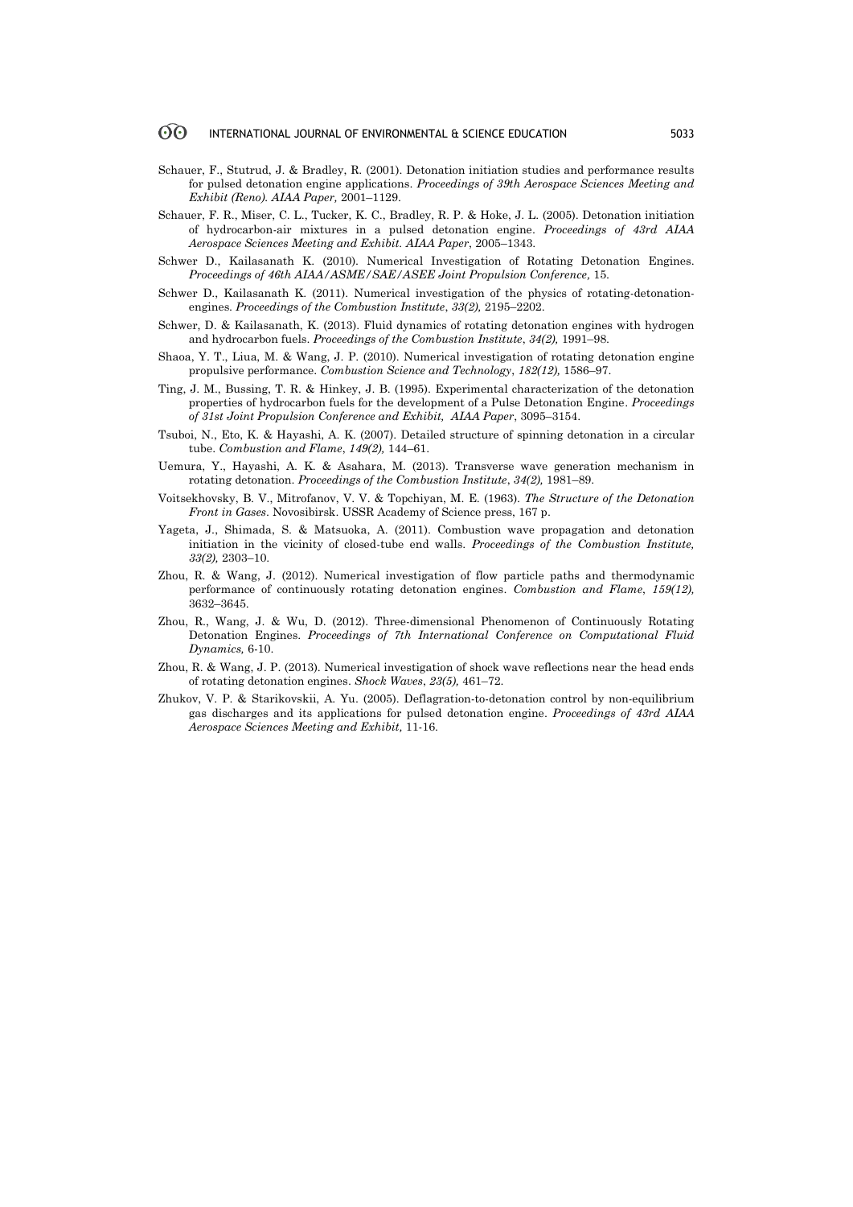Schauer, F., Stutrud, J. & Bradley, R. (2001). Detonation initiation studies and performance results for pulsed detonation engine applications. *Proceedings of 39th Aerospace Sciences Meeting and Exhibit (Reno). AIAA Paper,* 2001–1129.

Schauer, F. R., Miser, C. L., Tucker, K. C., Bradley, R. P. & Hoke, J. L. (2005). Detonation initiation of hydrocarbon-air mixtures in a pulsed detonation engine. *Proceedings of 43rd AIAA Aerospace Sciences Meeting and Exhibit. AIAA Paper*, 2005–1343.

Schwer D., Kailasanath K. (2010). Numerical Investigation of Rotating Detonation Engines. *Proceedings of 46th AIAA/ASME/SAE/ASEE Joint Propulsion Conference,* 15.

Schwer D., Kailasanath K. (2011). Numerical investigation of the physics of rotating-detonation-engines. *Proceedings of the Combustion Institute*, *33(2),* 2195–2202.

Schwer, D. & Kailasanath, K. (2013). Fluid dynamics of rotating detonation engines with hydrogen and hydrocarbon fuels. *Proceedings of the Combustion Institute*, *34(2),* 1991–98.

Shaoa, Y. T., Liua, M. & Wang, J. P. (2010). Numerical investigation of rotating detonation engine propulsive performance. *Combustion Science and Technology*, *182(12),* 1586–97.

Ting, J. M., Bussing, T. R. & Hinkey, J. B. (1995). Experimental characterization of the detonation properties of hydrocarbon fuels for the development of a Pulse Detonation Engine. *Proceedings of 31st Joint Propulsion Conference and Exhibit, AIAA Paper*, 3095–3154.

Tsuboi, N., Eto, K. & Hayashi, A. K. (2007). Detailed structure of spinning detonation in a circular tube. *Combustion and Flame*, *149(2),* 144–61.

Uemura, Y., Hayashi, A. K. & Asahara, M. (2013). Transverse wave generation mechanism in rotating detonation. *Proceedings of the Combustion Institute*, *34(2),* 1981–89.

Voitsekhovsky, B. V., Mitrofanov, V. V. & Topchiyan, M. E. (1963). *The Structure of the Detonation Front in Gases*. Novosibirsk. USSR Academy of Science press, 167 p.

Yageta, J., Shimada, S. & Matsuoka, A. (2011). Combustion wave propagation and detonation initiation in the vicinity of closed-tube end walls. *Proceedings of the Combustion Institute, 33(2),* 2303–10.

Zhou, R. & Wang, J. (2012). Numerical investigation of flow particle paths and thermodynamic performance of continuously rotating detonation engines. *Combustion and Flame*, *159(12),* 3632–3645.

Zhou, R., Wang, J. & Wu, D. (2012). Three-dimensional Phenomenon of Continuously Rotating Detonation Engines. *Proceedings of 7th International Conference on Computational Fluid Dynamics,* 6-10.

Zhou, R. & Wang, J. P. (2013). Numerical investigation of shock wave reflections near the head ends of rotating detonation engines. *Shock Waves*, *23(5),* 461–72.

Zhukov, V. P. & Starikovskii, A. Yu. (2005). Deflagration-to-detonation control by non-equilibrium gas discharges and its applications for pulsed detonation engine. *Proceedings of 43rd AIAA Aerospace Sciences Meeting and Exhibit,* 11-16.